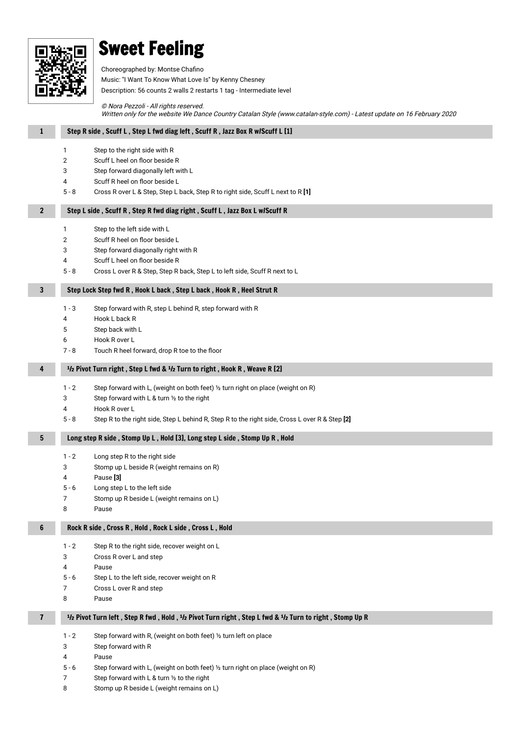# Sweet Feeling

Choreographed by: Montse Chafino

Music: "I Want To Know What Love Is" by Kenny Chesney

Description: 56 counts 2 walls 2 restarts 1 tag - Intermediate level

*© Nora Pezzoli - All rights reserved.*
*Written only for the website We Dance Country Catalan Style (www.catalan-style.com) - Latest update on 16 February 2020*

## 1 Step R side , Scuff L , Step L fwd diag left , Scuff R , Jazz Box R w/Scuff L [1]

| | |
|---|---|
| 1 | Step to the right side with R |
| 2 | Scuff L heel on floor beside R |
| 3 | Step forward diagonally left with L |
| 4 | Scuff R heel on floor beside L |
| 5 - 8 | Cross R over L & Step, Step L back, Step R to right side, Scuff L next to R **[1]** |

## 2 Step L side , Scuff R , Step R fwd diag right , Scuff L , Jazz Box L w/Scuff R

| | |
|---|---|
| 1 | Step to the left side with L |
| 2 | Scuff R heel on floor beside L |
| 3 | Step forward diagonally right with R |
| 4 | Scuff L heel on floor beside R |
| 5 - 8 | Cross L over R & Step, Step R back, Step L to left side, Scuff R next to L |

## 3 Step Lock Step fwd R , Hook L back , Step L back , Hook R , Heel Strut R

| | |
|---|---|
| 1 - 3 | Step forward with R, step L behind R, step forward with R |
| 4 | Hook L back R |
| 5 | Step back with L |
| 6 | Hook R over L |
| 7 - 8 | Touch R heel forward, drop R toe to the floor |

## 4 ½ Pivot Turn right , Step L fwd & ½ Turn to right , Hook R , Weave R [2]

| | |
|---|---|
| 1 - 2 | Step forward with L, (weight on both feet) ½ turn right on place (weight on R) |
| 3 | Step forward with L & turn ½ to the right |
| 4 | Hook R over L |
| 5 - 8 | Step R to the right side, Step L behind R, Step R to the right side, Cross L over R & Step **[2]** |

## 5 Long step R side , Stomp Up L , Hold [3], Long step L side , Stomp Up R , Hold

| | |
|---|---|
| 1 - 2 | Long step R to the right side |
| 3 | Stomp up L beside R (weight remains on R) |
| 4 | Pause **[3]** |
| 5 - 6 | Long step L to the left side |
| 7 | Stomp up R beside L (weight remains on L) |
| 8 | Pause |

## 6 Rock R side , Cross R , Hold , Rock L side , Cross L , Hold

| | |
|---|---|
| 1 - 2 | Step R to the right side, recover weight on L |
| 3 | Cross R over L and step |
| 4 | Pause |
| 5 - 6 | Step L to the left side, recover weight on R |
| 7 | Cross L over R and step |
| 8 | Pause |

## 7 ½ Pivot Turn left , Step R fwd , Hold , ½ Pivot Turn right , Step L fwd & ½ Turn to right , Stomp Up R

| | |
|---|---|
| 1 - 2 | Step forward with R, (weight on both feet) ½ turn left on place |
| 3 | Step forward with R |
| 4 | Pause |
| 5 - 6 | Step forward with L, (weight on both feet) ½ turn right on place (weight on R) |
| 7 | Step forward with L & turn ½ to the right |
| 8 | Stomp up R beside L (weight remains on L) |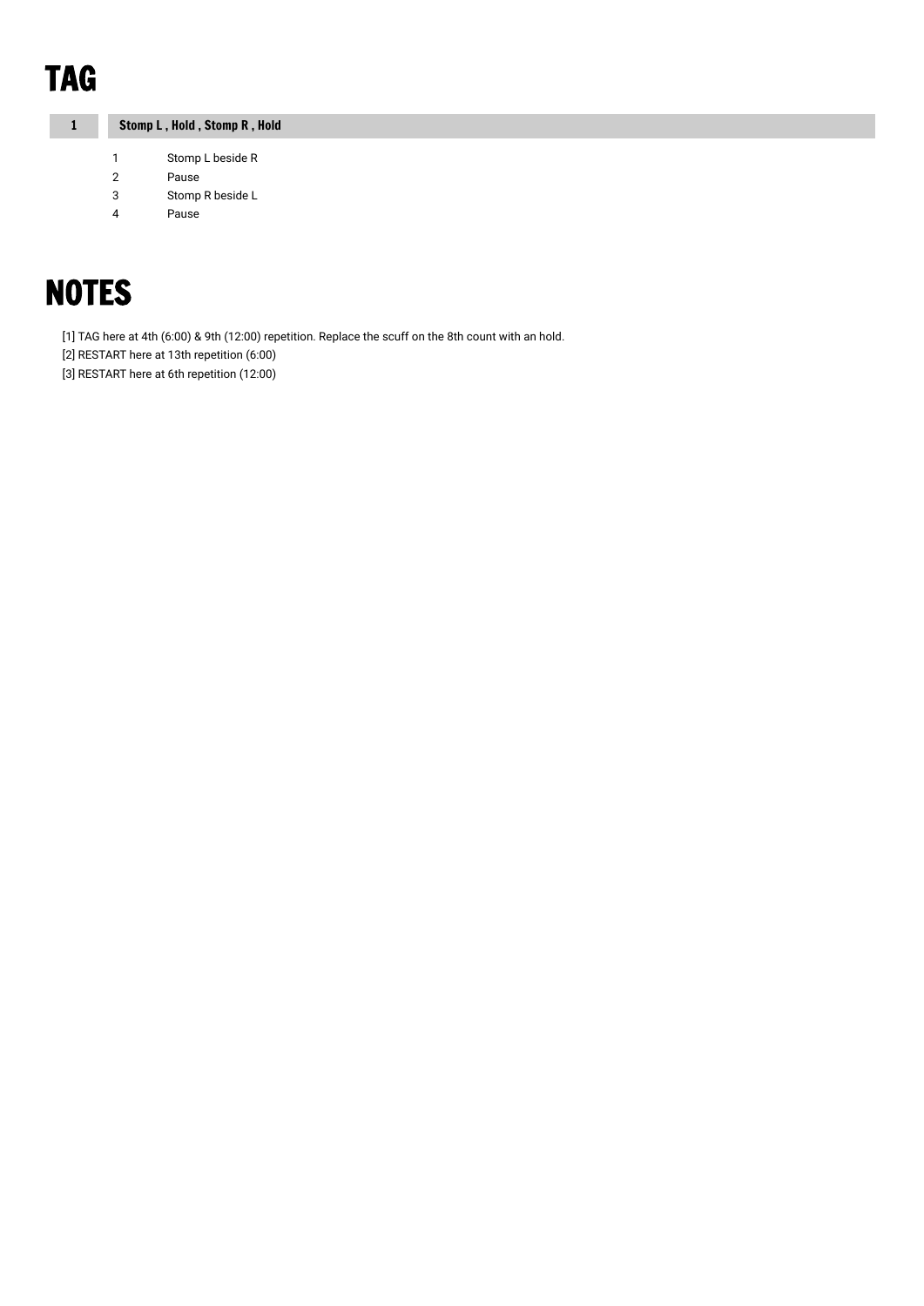# TAG

| 1 | Stomp L , Hold , Stomp R , Hold |
| --- | --- |
| 1 | Stomp L beside R |
| 2 | Pause |
| 3 | Stomp R beside L |
| 4 | Pause |

# NOTES

[1] TAG here at 4th (6:00) & 9th (12:00) repetition. Replace the scuff on the 8th count with an hold.

[2] RESTART here at 13th repetition (6:00)

[3] RESTART here at 6th repetition (12:00)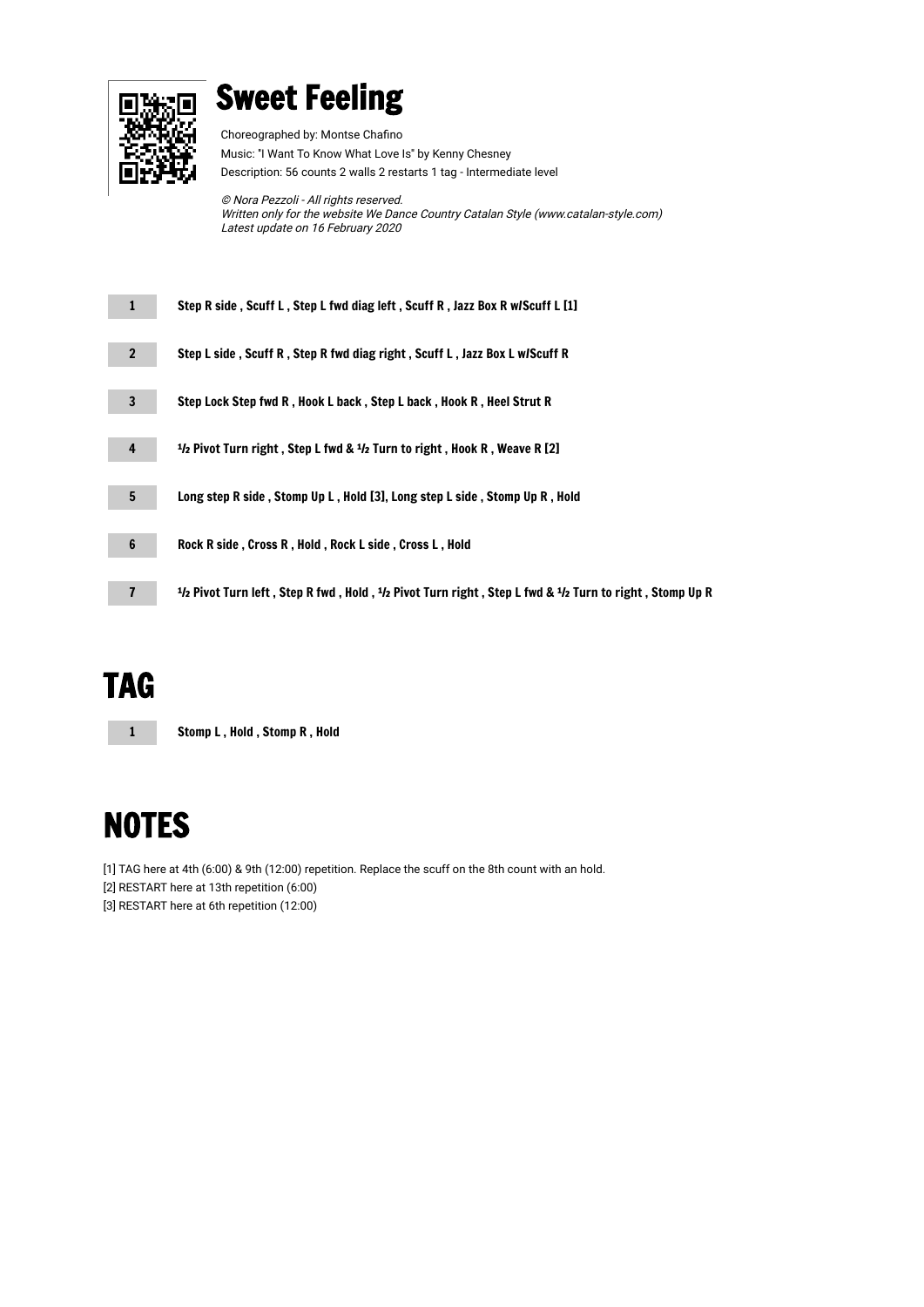# Sweet Feeling

Choreographed by: Montse Chafino

Music: "I Want To Know What Love Is" by Kenny Chesney

Description: 56 counts 2 walls 2 restarts 1 tag - Intermediate level

*© Nora Pezzoli - All rights reserved.*
*Written only for the website We Dance Country Catalan Style (www.catalan-style.com)*
*Latest update on 16 February 2020*

| | |
|---|---|
| 1 | **Step R side , Scuff L , Step L fwd diag left , Scuff R , Jazz Box R w/Scuff L [1]** |
| 2 | **Step L side , Scuff R , Step R fwd diag right , Scuff L , Jazz Box L w/Scuff R** |
| 3 | **Step Lock Step fwd R , Hook L back , Step L back , Hook R , Heel Strut R** |
| 4 | **½ Pivot Turn right , Step L fwd & ½ Turn to right , Hook R , Weave R [2]** |
| 5 | **Long step R side , Stomp Up L , Hold [3], Long step L side , Stomp Up R , Hold** |
| 6 | **Rock R side , Cross R , Hold , Rock L side , Cross L , Hold** |
| 7 | **½ Pivot Turn left , Step R fwd , Hold , ½ Pivot Turn right , Step L fwd & ½ Turn to right , Stomp Up R** |

# TAG

| | |
|---|---|
| 1 | **Stomp L , Hold , Stomp R , Hold** |

# NOTES

[1] TAG here at 4th (6:00) & 9th (12:00) repetition. Replace the scuff on the 8th count with an hold.
[2] RESTART here at 13th repetition (6:00)
[3] RESTART here at 6th repetition (12:00)